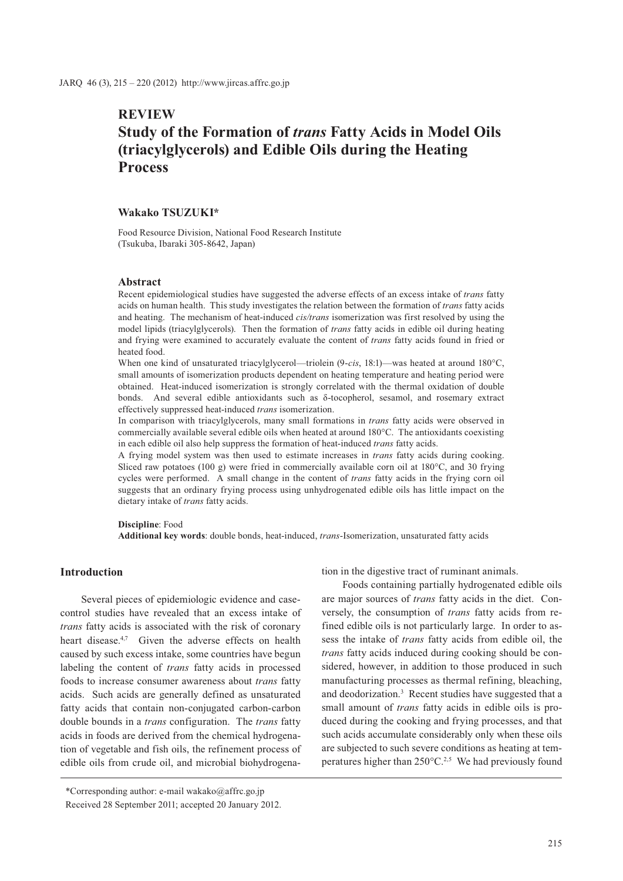**REVIEW**

# Study of the Formation of *trans* Fatty Acids in Model Oils (triacylglycerols) and Edible Oils during the Heating Process

**Wakako TSUZUKI***

Food Resource Division, National Food Research Institute
(Tsukuba, Ibaraki 305-8642, Japan)

## Abstract

Recent epidemiological studies have suggested the adverse effects of an excess intake of *trans* fatty acids on human health. This study investigates the relation between the formation of *trans* fatty acids and heating. The mechanism of heat-induced *cis/trans* isomerization was first resolved by using the model lipids (triacylglycerols). Then the formation of *trans* fatty acids in edible oil during heating and frying were examined to accurately evaluate the content of *trans* fatty acids found in fried or heated food.

When one kind of unsaturated triacylglycerol—triolein (9-*cis*, 18:1)—was heated at around 180°C, small amounts of isomerization products dependent on heating temperature and heating period were obtained. Heat-induced isomerization is strongly correlated with the thermal oxidation of double bonds. And several edible antioxidants such as δ-tocopherol, sesamol, and rosemary extract effectively suppressed heat-induced *trans* isomerization.

In comparison with triacylglycerols, many small formations in *trans* fatty acids were observed in commercially available several edible oils when heated at around 180°C. The antioxidants coexisting in each edible oil also help suppress the formation of heat-induced *trans* fatty acids.

A frying model system was then used to estimate increases in *trans* fatty acids during cooking. Sliced raw potatoes (100 g) were fried in commercially available corn oil at 180°C, and 30 frying cycles were performed. A small change in the content of *trans* fatty acids in the frying corn oil suggests that an ordinary frying process using unhydrogenated edible oils has little impact on the dietary intake of *trans* fatty acids.

**Discipline**: Food
**Additional key words**: double bonds, heat-induced, *trans*-Isomerization, unsaturated fatty acids

## Introduction

Several pieces of epidemiologic evidence and case-control studies have revealed that an excess intake of *trans* fatty acids is associated with the risk of coronary heart disease.[4,7] Given the adverse effects on health caused by such excess intake, some countries have begun labeling the content of *trans* fatty acids in processed foods to increase consumer awareness about *trans* fatty acids. Such acids are generally defined as unsaturated fatty acids that contain non-conjugated carbon-carbon double bounds in a *trans* configuration. The *trans* fatty acids in foods are derived from the chemical hydrogenation of vegetable and fish oils, the refinement process of edible oils from crude oil, and microbial biohydrogenation in the digestive tract of ruminant animals.

Foods containing partially hydrogenated edible oils are major sources of *trans* fatty acids in the diet. Conversely, the consumption of *trans* fatty acids from refined edible oils is not particularly large. In order to assess the intake of *trans* fatty acids from edible oil, the *trans* fatty acids induced during cooking should be considered, however, in addition to those produced in such manufacturing processes as thermal refining, bleaching, and deodorization.[3] Recent studies have suggested that a small amount of *trans* fatty acids in edible oils is produced during the cooking and frying processes, and that such acids accumulate considerably only when these oils are subjected to such severe conditions as heating at temperatures higher than 250°C.[2,5] We had previously found

*Corresponding author: e-mail wakako@affrc.go.jp
Received 28 September 2011; accepted 20 January 2012.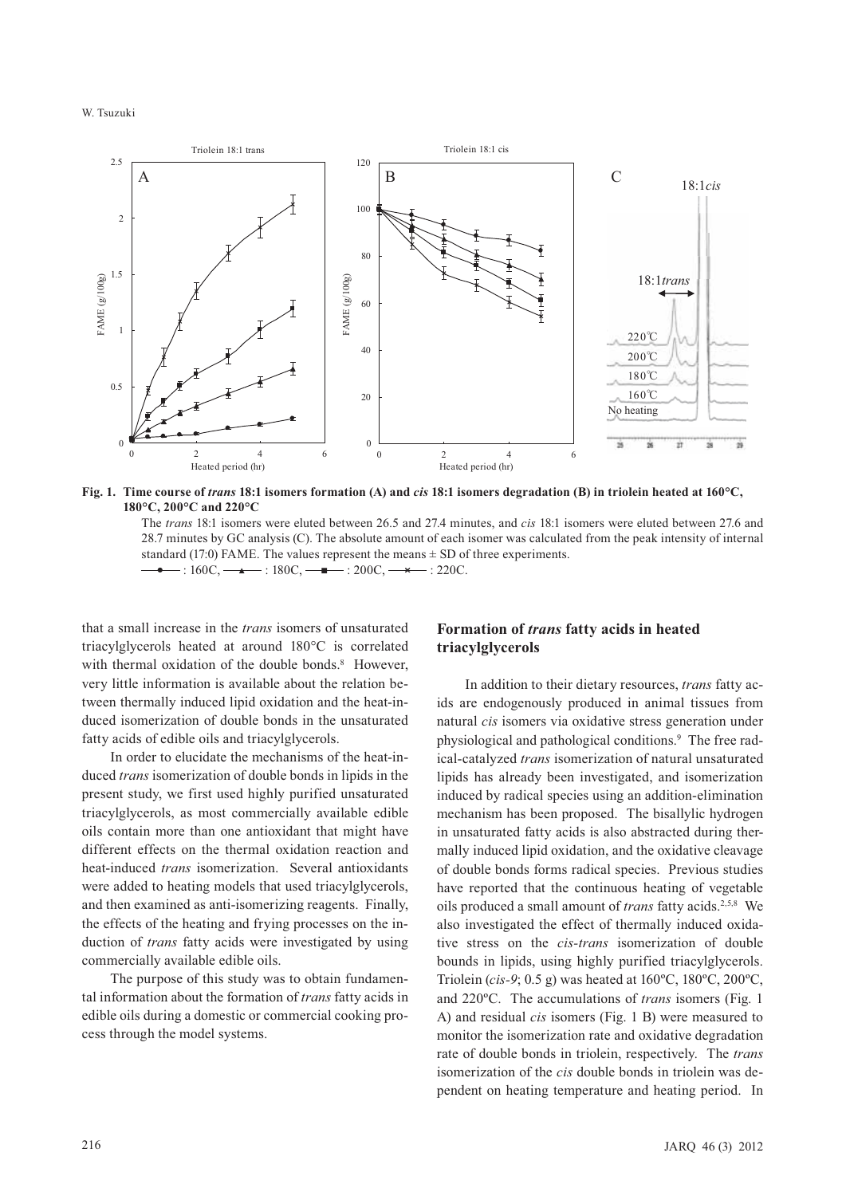Fig. 1. Time course of *trans* 18:1 isomers formation (A) and *cis* 18:1 isomers degradation (B) in triolein heated at 160°C, 180°C, 200°C and 220°C

The *trans* 18:1 isomers were eluted between 26.5 and 27.4 minutes, and *cis* 18:1 isomers were eluted between 27.6 and 28.7 minutes by GC analysis (C). The absolute amount of each isomer was calculated from the peak intensity of internal standard (17:0) FAME. The values represent the means ± SD of three experiments.

—●— : 160C, —▲— : 180C, —■— : 200C, —×— : 220C.

that a small increase in the *trans* isomers of unsaturated triacylglycerols heated at around 180°C is correlated with thermal oxidation of the double bonds.[8] However, very little information is available about the relation between thermally induced lipid oxidation and the heat-induced isomerization of double bonds in the unsaturated fatty acids of edible oils and triacylglycerols.

In order to elucidate the mechanisms of the heat-induced *trans* isomerization of double bonds in lipids in the present study, we first used highly purified unsaturated triacylglycerols, as most commercially available edible oils contain more than one antioxidant that might have different effects on the thermal oxidation reaction and heat-induced *trans* isomerization. Several antioxidants were added to heating models that used triacylglycerols, and then examined as anti-isomerizing reagents. Finally, the effects of the heating and frying processes on the induction of *trans* fatty acids were investigated by using commercially available edible oils.

The purpose of this study was to obtain fundamental information about the formation of *trans* fatty acids in edible oils during a domestic or commercial cooking process through the model systems.

## Formation of *trans* fatty acids in heated triacylglycerols

In addition to their dietary resources, *trans* fatty acids are endogenously produced in animal tissues from natural *cis* isomers via oxidative stress generation under physiological and pathological conditions.[9] The free radical-catalyzed *trans* isomerization of natural unsaturated lipids has already been investigated, and isomerization induced by radical species using an addition-elimination mechanism has been proposed. The bisallylic hydrogen in unsaturated fatty acids is also abstracted during thermally induced lipid oxidation, and the oxidative cleavage of double bonds forms radical species. Previous studies have reported that the continuous heating of vegetable oils produced a small amount of *trans* fatty acids.[2,5,8] We also investigated the effect of thermally induced oxidative stress on the *cis-trans* isomerization of double bounds in lipids, using highly purified triacylglycerols. Triolein (*cis-9*; 0.5 g) was heated at 160ºC, 180ºC, 200ºC, and 220ºC. The accumulations of *trans* isomers (Fig. 1 A) and residual *cis* isomers (Fig. 1 B) were measured to monitor the isomerization rate and oxidative degradation rate of double bonds in triolein, respectively. The *trans* isomerization of the *cis* double bonds in triolein was dependent on heating temperature and heating period. In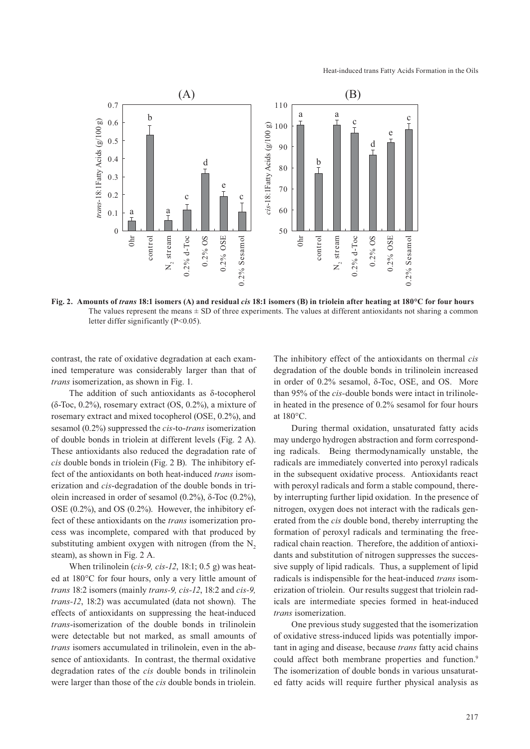**Fig. 2. Amounts of *trans* 18:1 isomers (A) and residual *cis* 18:1 isomers (B) in triolein after heating at 180°C for four hours**
The values represent the means ± SD of three experiments. The values at different antioxidants not sharing a common letter differ significantly (P<0.05).

contrast, the rate of oxidative degradation at each examined temperature was considerably larger than that of *trans* isomerization, as shown in Fig. 1.

The addition of such antioxidants as δ-tocopherol (δ-Toc, 0.2%), rosemary extract (OS, 0.2%), a mixture of rosemary extract and mixed tocopherol (OSE, 0.2%), and sesamol (0.2%) suppressed the *cis*-to-*trans* isomerization of double bonds in triolein at different levels (Fig. 2 A). These antioxidants also reduced the degradation rate of *cis* double bonds in triolein (Fig. 2 B). The inhibitory effect of the antioxidants on both heat-induced *trans* isomerization and *cis*-degradation of the double bonds in triolein increased in order of sesamol (0.2%), δ-Toc (0.2%), OSE (0.2%), and OS (0.2%). However, the inhibitory effect of these antioxidants on the *trans* isomerization process was incomplete, compared with that produced by substituting ambient oxygen with nitrogen (from the $N_2$ steam), as shown in Fig. 2 A.

When trilinolein (*cis-9, cis-12*, 18:1; 0.5 g) was heated at 180°C for four hours, only a very little amount of *trans* 18:2 isomers (mainly *trans-9, cis-12*, 18:2 and *cis-9, trans-12*, 18:2) was accumulated (data not shown). The effects of antioxidants on suppressing the heat-induced *trans*-isomerization of the double bonds in trilinolein were detectable but not marked, as small amounts of *trans* isomers accumulated in trilinolein, even in the absence of antioxidants. In contrast, the thermal oxidative degradation rates of the *cis* double bonds in trilinolein were larger than those of the *cis* double bonds in triolein. The inhibitory effect of the antioxidants on thermal *cis* degradation of the double bonds in trilinolein increased in order of 0.2% sesamol, δ-Toc, OSE, and OS. More than 95% of the *cis*-double bonds were intact in trilinolein heated in the presence of 0.2% sesamol for four hours at 180°C.

During thermal oxidation, unsaturated fatty acids may undergo hydrogen abstraction and form corresponding radicals. Being thermodynamically unstable, the radicals are immediately converted into peroxyl radicals in the subsequent oxidative process. Antioxidants react with peroxyl radicals and form a stable compound, thereby interrupting further lipid oxidation. In the presence of nitrogen, oxygen does not interact with the radicals generated from the *cis* double bond, thereby interrupting the formation of peroxyl radicals and terminating the free-radical chain reaction. Therefore, the addition of antioxidants and substitution of nitrogen suppresses the successive supply of lipid radicals. Thus, a supplement of lipid radicals is indispensible for the heat-induced *trans* isomerization of triolein. Our results suggest that triolein radicals are intermediate species formed in heat-induced *trans* isomerization.

One previous study suggested that the isomerization of oxidative stress-induced lipids was potentially important in aging and disease, because *trans* fatty acid chains could affect both membrane properties and function.[9] The isomerization of double bonds in various unsaturated fatty acids will require further physical analysis as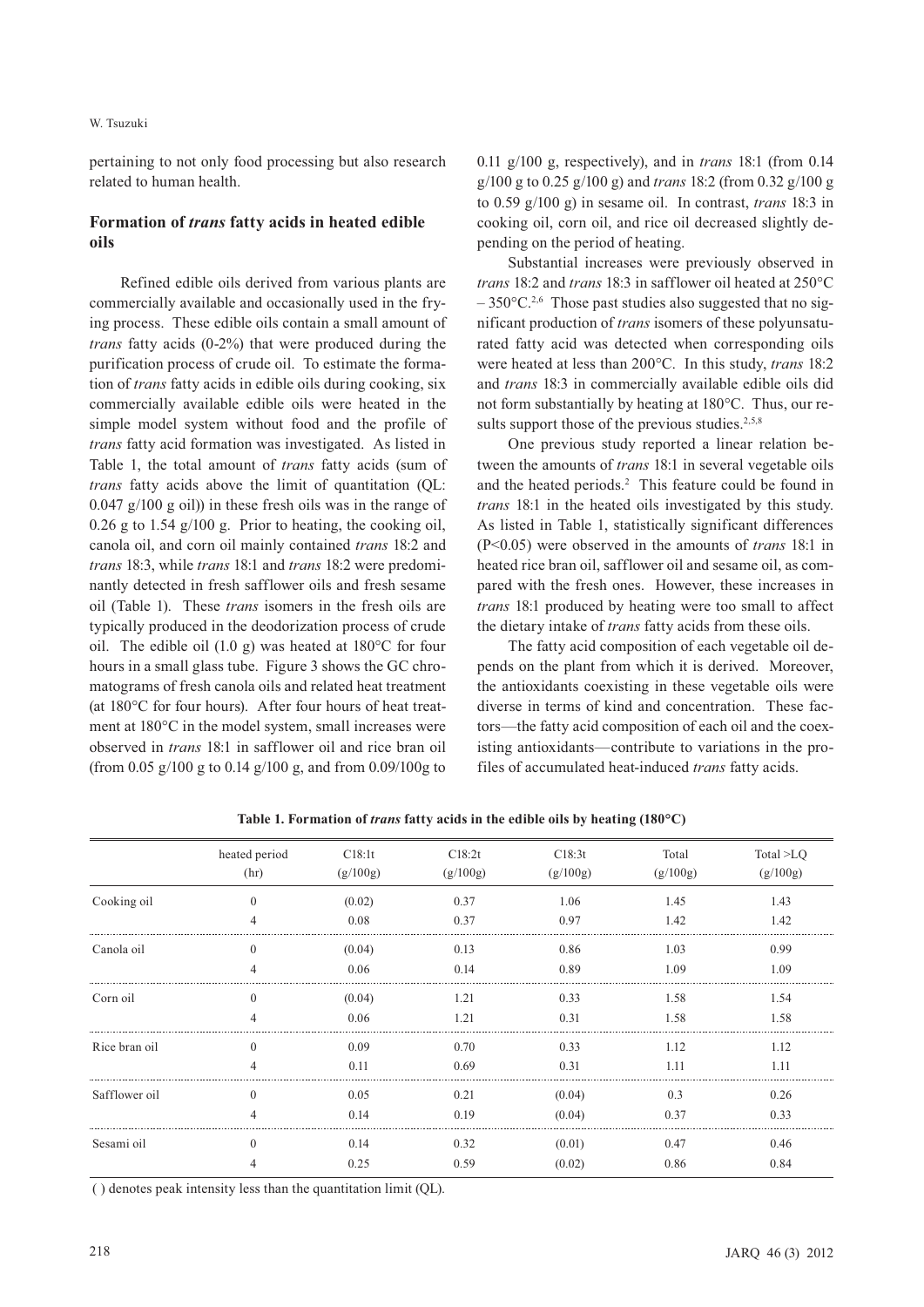pertaining to not only food processing but also research related to human health.

## Formation of *trans* fatty acids in heated edible oils

Refined edible oils derived from various plants are commercially available and occasionally used in the frying process. These edible oils contain a small amount of *trans* fatty acids (0-2%) that were produced during the purification process of crude oil. To estimate the formation of *trans* fatty acids in edible oils during cooking, six commercially available edible oils were heated in the simple model system without food and the profile of *trans* fatty acid formation was investigated. As listed in Table 1, the total amount of *trans* fatty acids (sum of *trans* fatty acids above the limit of quantitation (QL: 0.047 g/100 g oil)) in these fresh oils was in the range of 0.26 g to 1.54 g/100 g. Prior to heating, the cooking oil, canola oil, and corn oil mainly contained *trans* 18:2 and *trans* 18:3, while *trans* 18:1 and *trans* 18:2 were predominantly detected in fresh safflower oils and fresh sesame oil (Table 1). These *trans* isomers in the fresh oils are typically produced in the deodorization process of crude oil. The edible oil (1.0 g) was heated at 180°C for four hours in a small glass tube. Figure 3 shows the GC chromatograms of fresh canola oils and related heat treatment (at 180°C for four hours). After four hours of heat treatment at 180°C in the model system, small increases were observed in *trans* 18:1 in safflower oil and rice bran oil (from 0.05 g/100 g to 0.14 g/100 g, and from 0.09/100g to 0.11 g/100 g, respectively), and in *trans* 18:1 (from 0.14 g/100 g to 0.25 g/100 g) and *trans* 18:2 (from 0.32 g/100 g to 0.59 g/100 g) in sesame oil. In contrast, *trans* 18:3 in cooking oil, corn oil, and rice oil decreased slightly depending on the period of heating.

Substantial increases were previously observed in *trans* 18:2 and *trans* 18:3 in safflower oil heated at 250°C – 350°C.[2,6] Those past studies also suggested that no significant production of *trans* isomers of these polyunsaturated fatty acid was detected when corresponding oils were heated at less than 200°C. In this study, *trans* 18:2 and *trans* 18:3 in commercially available edible oils did not form substantially by heating at 180°C. Thus, our results support those of the previous studies.[2,5,8]

One previous study reported a linear relation between the amounts of *trans* 18:1 in several vegetable oils and the heated periods.[2] This feature could be found in *trans* 18:1 in the heated oils investigated by this study. As listed in Table 1, statistically significant differences ($P<0.05$) were observed in the amounts of *trans* 18:1 in heated rice bran oil, safflower oil and sesame oil, as compared with the fresh ones. However, these increases in *trans* 18:1 produced by heating were too small to affect the dietary intake of *trans* fatty acids from these oils.

The fatty acid composition of each vegetable oil depends on the plant from which it is derived. Moreover, the antioxidants coexisting in these vegetable oils were diverse in terms of kind and concentration. These factors—the fatty acid composition of each oil and the coexisting antioxidants—contribute to variations in the profiles of accumulated heat-induced *trans* fatty acids.

**Table 1. Formation of *trans* fatty acids in the edible oils by heating (180°C)**

| | heated period (hr) | C18:1t (g/100g) | C18:2t (g/100g) | C18:3t (g/100g) | Total (g/100g) | Total >LQ (g/100g) |
|---|---|---|---|---|---|---|
| Cooking oil | 0 | (0.02) | 0.37 | 1.06 | 1.45 | 1.43 |
| | 4 | 0.08 | 0.37 | 0.97 | 1.42 | 1.42 |
| Canola oil | 0 | (0.04) | 0.13 | 0.86 | 1.03 | 0.99 |
| | 4 | 0.06 | 0.14 | 0.89 | 1.09 | 1.09 |
| Corn oil | 0 | (0.04) | 1.21 | 0.33 | 1.58 | 1.54 |
| | 4 | 0.06 | 1.21 | 0.31 | 1.58 | 1.58 |
| Rice bran oil | 0 | 0.09 | 0.70 | 0.33 | 1.12 | 1.12 |
| | 4 | 0.11 | 0.69 | 0.31 | 1.11 | 1.11 |
| Safflower oil | 0 | 0.05 | 0.21 | (0.04) | 0.3 | 0.26 |
| | 4 | 0.14 | 0.19 | (0.04) | 0.37 | 0.33 |
| Sesami oil | 0 | 0.14 | 0.32 | (0.01) | 0.47 | 0.46 |
| | 4 | 0.25 | 0.59 | (0.02) | 0.86 | 0.84 |

( ) denotes peak intensity less than the quantitation limit (QL).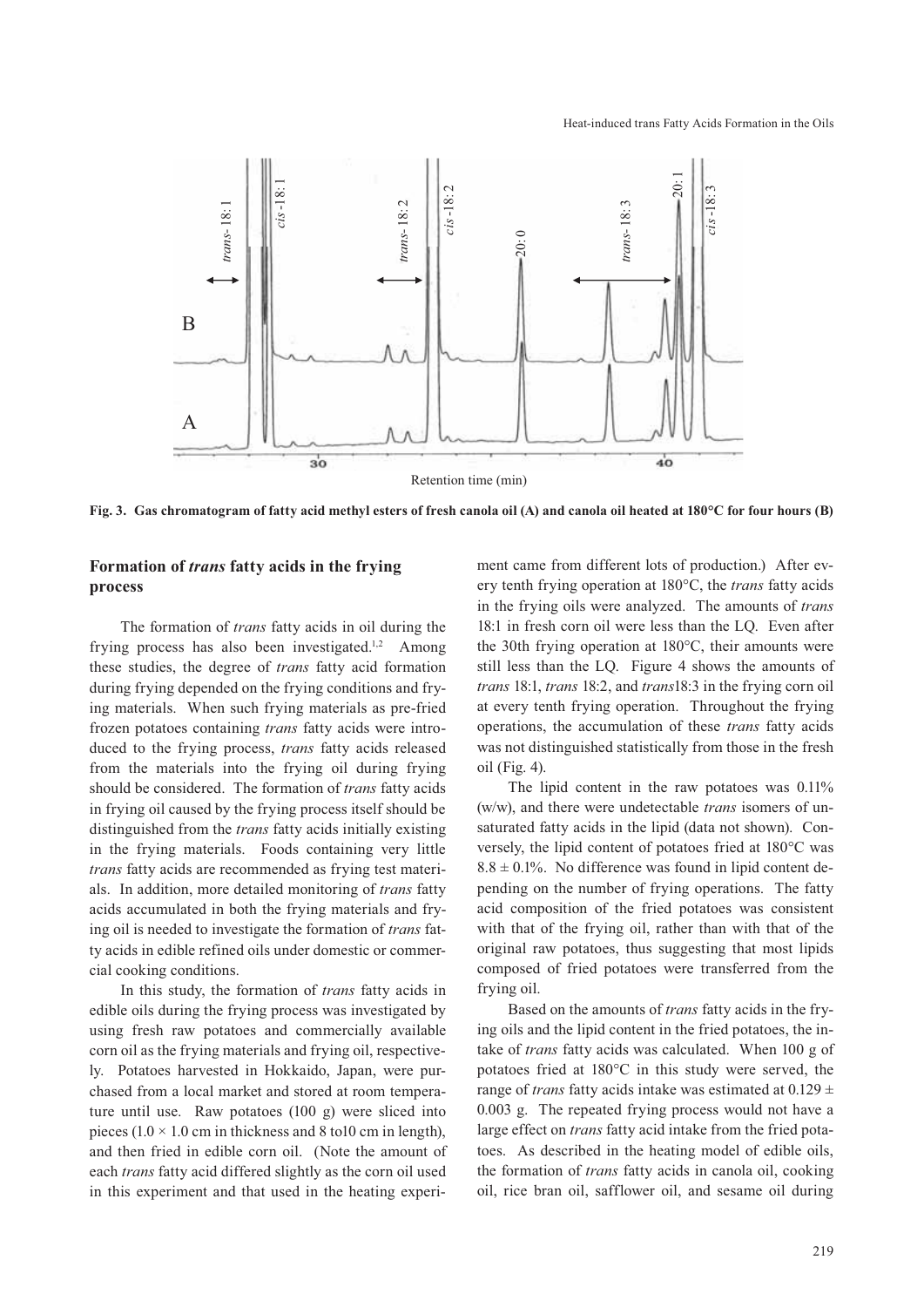Fig. 3. Gas chromatogram of fatty acid methyl esters of fresh canola oil (A) and canola oil heated at 180°C for four hours (B)

## Formation of *trans* fatty acids in the frying process

The formation of *trans* fatty acids in oil during the frying process has also been investigated.[1,2] Among these studies, the degree of *trans* fatty acid formation during frying depended on the frying conditions and frying materials. When such frying materials as pre-fried frozen potatoes containing *trans* fatty acids were introduced to the frying process, *trans* fatty acids released from the materials into the frying oil during frying should be considered. The formation of *trans* fatty acids in frying oil caused by the frying process itself should be distinguished from the *trans* fatty acids initially existing in the frying materials. Foods containing very little *trans* fatty acids are recommended as frying test materials. In addition, more detailed monitoring of *trans* fatty acids accumulated in both the frying materials and frying oil is needed to investigate the formation of *trans* fatty acids in edible refined oils under domestic or commercial cooking conditions.

In this study, the formation of *trans* fatty acids in edible oils during the frying process was investigated by using fresh raw potatoes and commercially available corn oil as the frying materials and frying oil, respectively. Potatoes harvested in Hokkaido, Japan, were purchased from a local market and stored at room temperature until use. Raw potatoes (100 g) were sliced into pieces ($1.0 \times 1.0$ cm in thickness and 8 to10 cm in length), and then fried in edible corn oil. (Note the amount of each *trans* fatty acid differed slightly as the corn oil used in this experiment and that used in the heating experiment came from different lots of production.) After every tenth frying operation at 180°C, the *trans* fatty acids in the frying oils were analyzed. The amounts of *trans* 18:1 in fresh corn oil were less than the LQ. Even after the 30th frying operation at 180°C, their amounts were still less than the LQ. Figure 4 shows the amounts of *trans* 18:1, *trans* 18:2, and *trans*18:3 in the frying corn oil at every tenth frying operation. Throughout the frying operations, the accumulation of these *trans* fatty acids was not distinguished statistically from those in the fresh oil (Fig. 4).

The lipid content in the raw potatoes was 0.11% (w/w), and there were undetectable *trans* isomers of unsaturated fatty acids in the lipid (data not shown). Conversely, the lipid content of potatoes fried at 180°C was $8.8 \pm 0.1$%. No difference was found in lipid content depending on the number of frying operations. The fatty acid composition of the fried potatoes was consistent with that of the frying oil, rather than with that of the original raw potatoes, thus suggesting that most lipids composed of fried potatoes were transferred from the frying oil.

Based on the amounts of *trans* fatty acids in the frying oils and the lipid content in the fried potatoes, the intake of *trans* fatty acids was calculated. When 100 g of potatoes fried at 180°C in this study were served, the range of *trans* fatty acids intake was estimated at $0.129 \pm 0.003$ g. The repeated frying process would not have a large effect on *trans* fatty acid intake from the fried potatoes. As described in the heating model of edible oils, the formation of *trans* fatty acids in canola oil, cooking oil, rice bran oil, safflower oil, and sesame oil during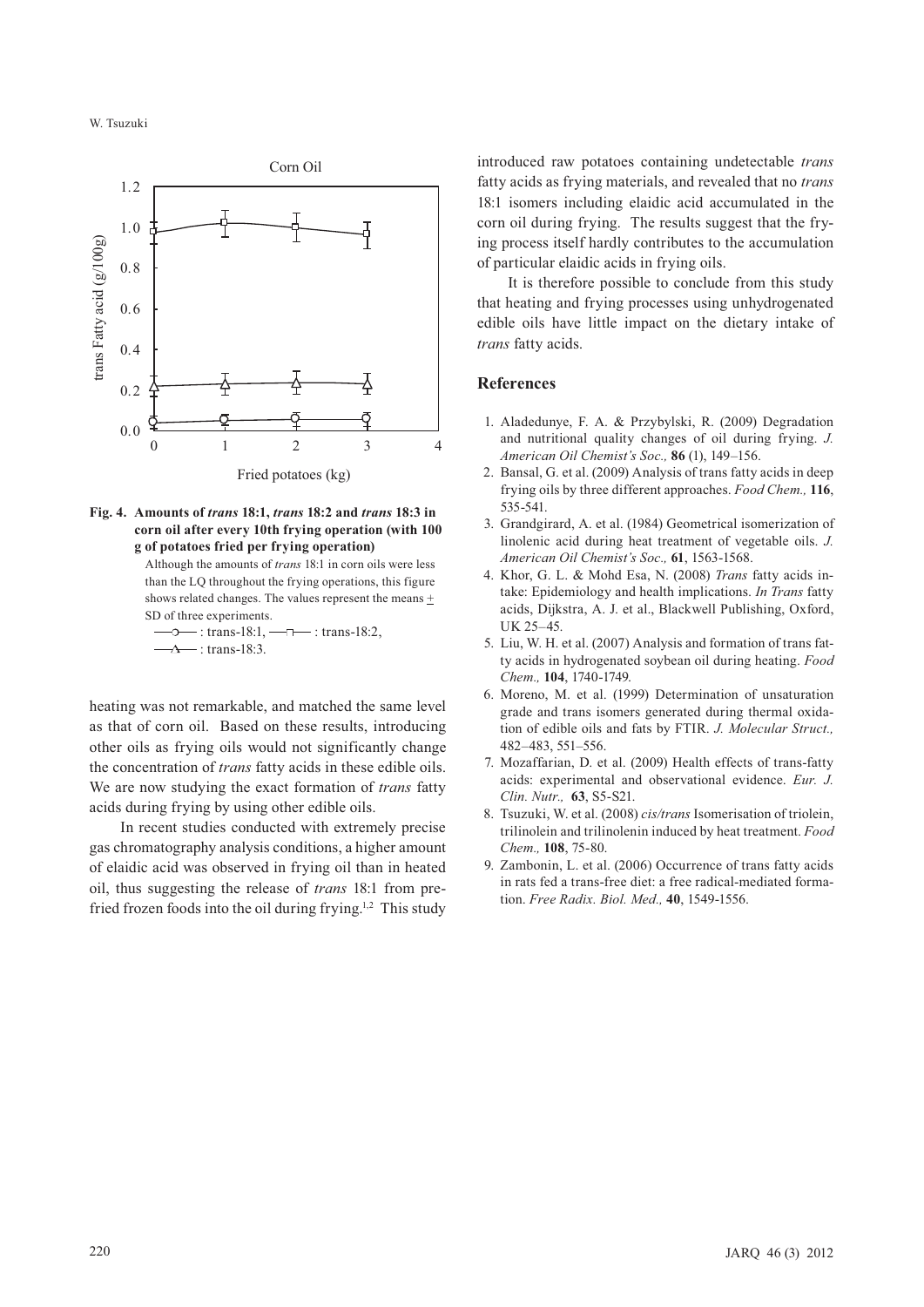Corn Oil

1.2
1.0
0.8
0.6
0.4
0.2
0.0

trans Fatty acid (g/100g)

0 1 2 3 4

Fried potatoes (kg)

**Fig. 4. Amounts of *trans* 18:1, *trans* 18:2 and *trans* 18:3 in corn oil after every 10th frying operation (with 100 g of potatoes fried per frying operation)**

Although the amounts of *trans* 18:1 in corn oils were less than the LQ throughout the frying operations, this figure shows related changes. The values represent the means ± SD of three experiments.

—○— : trans-18:1, —□— : trans-18:2,
—△— : trans-18:3.

heating was not remarkable, and matched the same level as that of corn oil. Based on these results, introducing other oils as frying oils would not significantly change the concentration of *trans* fatty acids in these edible oils. We are now studying the exact formation of *trans* fatty acids during frying by using other edible oils.

In recent studies conducted with extremely precise gas chromatography analysis conditions, a higher amount of elaidic acid was observed in frying oil than in heated oil, thus suggesting the release of *trans* 18:1 from pre-fried frozen foods into the oil during frying.[1,2] This study introduced raw potatoes containing undetectable *trans* fatty acids as frying materials, and revealed that no *trans* 18:1 isomers including elaidic acid accumulated in the corn oil during frying. The results suggest that the frying process itself hardly contributes to the accumulation of particular elaidic acids in frying oils.

It is therefore possible to conclude from this study that heating and frying processes using unhydrogenated edible oils have little impact on the dietary intake of *trans* fatty acids.

## References

1. Aladedunye, F. A. & Przybylski, R. (2009) Degradation and nutritional quality changes of oil during frying. *J. American Oil Chemist's Soc.,* **86** (1), 149–156.
2. Bansal, G. et al. (2009) Analysis of trans fatty acids in deep frying oils by three different approaches. *Food Chem.,* **116**, 535-541.
3. Grandgirard, A. et al. (1984) Geometrical isomerization of linolenic acid during heat treatment of vegetable oils. *J. American Oil Chemist's Soc.,* **61**, 1563-1568.
4. Khor, G. L. & Mohd Esa, N. (2008) *Trans* fatty acids intake: Epidemiology and health implications. *In Trans* fatty acids, Dijkstra, A. J. et al., Blackwell Publishing, Oxford, UK 25–45.
5. Liu, W. H. et al. (2007) Analysis and formation of trans fatty acids in hydrogenated soybean oil during heating. *Food Chem.,* **104**, 1740-1749.
6. Moreno, M. et al. (1999) Determination of unsaturation grade and trans isomers generated during thermal oxidation of edible oils and fats by FTIR. *J. Molecular Struct.,* 482–483, 551–556.
7. Mozaffarian, D. et al. (2009) Health effects of trans-fatty acids: experimental and observational evidence. *Eur. J. Clin. Nutr.,* **63**, S5-S21.
8. Tsuzuki, W. et al. (2008) *cis/trans* Isomerisation of triolein, trilinolein and trilinolenin induced by heat treatment. *Food Chem.,* **108**, 75-80.
9. Zambonin, L. et al. (2006) Occurrence of trans fatty acids in rats fed a trans-free diet: a free radical-mediated formation. *Free Radix. Biol. Med.,* **40**, 1549-1556.